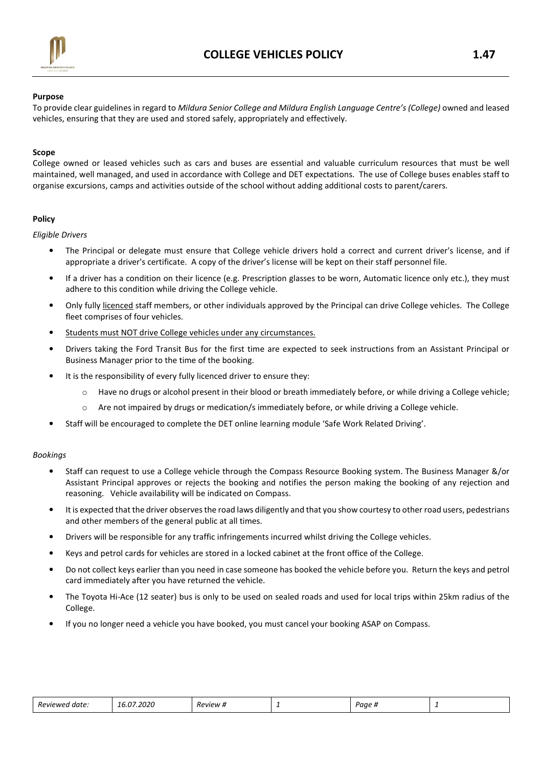# COLLEGE VEHICLES POLICY 1.47

**Purpose**

To provide clear guidelines in regard to *Mildura Senior College and Mildura English Language Centre's (College)* owned and leased vehicles, ensuring that they are used and stored safely, appropriately and effectively.

**Scope**

College owned or leased vehicles such as cars and buses are essential and valuable curriculum resources that must be well maintained, well managed, and used in accordance with College and DET expectations. The use of College buses enables staff to organise excursions, camps and activities outside of the school without adding additional costs to parent/carers.

**Policy**

*Eligible Drivers*

- The Principal or delegate must ensure that College vehicle drivers hold a correct and current driver's license, and if appropriate a driver's certificate. A copy of the driver's license will be kept on their staff personnel file.
- If a driver has a condition on their licence (e.g. Prescription glasses to be worn, Automatic licence only etc.), they must adhere to this condition while driving the College vehicle.
- Only fully licenced staff members, or other individuals approved by the Principal can drive College vehicles. The College fleet comprises of four vehicles.
- Students must NOT drive College vehicles under any circumstances.
- Drivers taking the Ford Transit Bus for the first time are expected to seek instructions from an Assistant Principal or Business Manager prior to the time of the booking.
- It is the responsibility of every fully licenced driver to ensure they:
  - Have no drugs or alcohol present in their blood or breath immediately before, or while driving a College vehicle;
  - Are not impaired by drugs or medication/s immediately before, or while driving a College vehicle.
- Staff will be encouraged to complete the DET online learning module 'Safe Work Related Driving'.

*Bookings*

- Staff can request to use a College vehicle through the Compass Resource Booking system. The Business Manager &/or Assistant Principal approves or rejects the booking and notifies the person making the booking of any rejection and reasoning. Vehicle availability will be indicated on Compass.
- It is expected that the driver observes the road laws diligently and that you show courtesy to other road users, pedestrians and other members of the general public at all times.
- Drivers will be responsible for any traffic infringements incurred whilst driving the College vehicles.
- Keys and petrol cards for vehicles are stored in a locked cabinet at the front office of the College.
- Do not collect keys earlier than you need in case someone has booked the vehicle before you. Return the keys and petrol card immediately after you have returned the vehicle.
- The Toyota Hi-Ace (12 seater) bus is only to be used on sealed roads and used for local trips within 25km radius of the College.
- If you no longer need a vehicle you have booked, you must cancel your booking ASAP on Compass.

| *Reviewed date:* | *16.07.2020* | *Review #* | *1* | *Page #* | *1* |
|---|---|---|---|---|---|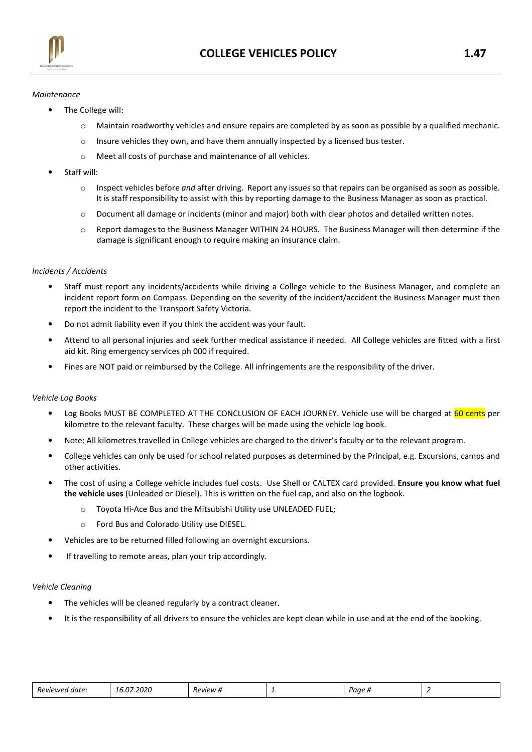*Maintenance*

- The College will:
  - Maintain roadworthy vehicles and ensure repairs are completed by as soon as possible by a qualified mechanic.
  - Insure vehicles they own, and have them annually inspected by a licensed bus tester.
  - Meet all costs of purchase and maintenance of all vehicles.
- Staff will:
  - Inspect vehicles before *and* after driving. Report any issues so that repairs can be organised as soon as possible. It is staff responsibility to assist with this by reporting damage to the Business Manager as soon as practical.
  - Document all damage or incidents (minor and major) both with clear photos and detailed written notes.
  - Report damages to the Business Manager WITHIN 24 HOURS. The Business Manager will then determine if the damage is significant enough to require making an insurance claim.

*Incidents / Accidents*

- Staff must report any incidents/accidents while driving a College vehicle to the Business Manager, and complete an incident report form on Compass. Depending on the severity of the incident/accident the Business Manager must then report the incident to the Transport Safety Victoria.
- Do not admit liability even if you think the accident was your fault.
- Attend to all personal injuries and seek further medical assistance if needed. All College vehicles are fitted with a first aid kit. Ring emergency services ph 000 if required.
- Fines are NOT paid or reimbursed by the College. All infringements are the responsibility of the driver.

*Vehicle Log Books*

- Log Books MUST BE COMPLETED AT THE CONCLUSION OF EACH JOURNEY. Vehicle use will be charged at 60 cents per kilometre to the relevant faculty. These charges will be made using the vehicle log book.
- Note: All kilometres travelled in College vehicles are charged to the driver's faculty or to the relevant program.
- College vehicles can only be used for school related purposes as determined by the Principal, e.g. Excursions, camps and other activities.
- The cost of using a College vehicle includes fuel costs. Use Shell or CALTEX card provided. **Ensure you know what fuel the vehicle uses** (Unleaded or Diesel). This is written on the fuel cap, and also on the logbook.
  - Toyota Hi-Ace Bus and the Mitsubishi Utility use UNLEADED FUEL;
  - Ford Bus and Colorado Utility use DIESEL.
- Vehicles are to be returned filled following an overnight excursions.
- If travelling to remote areas, plan your trip accordingly.

*Vehicle Cleaning*

- The vehicles will be cleaned regularly by a contract cleaner.
- It is the responsibility of all drivers to ensure the vehicles are kept clean while in use and at the end of the booking.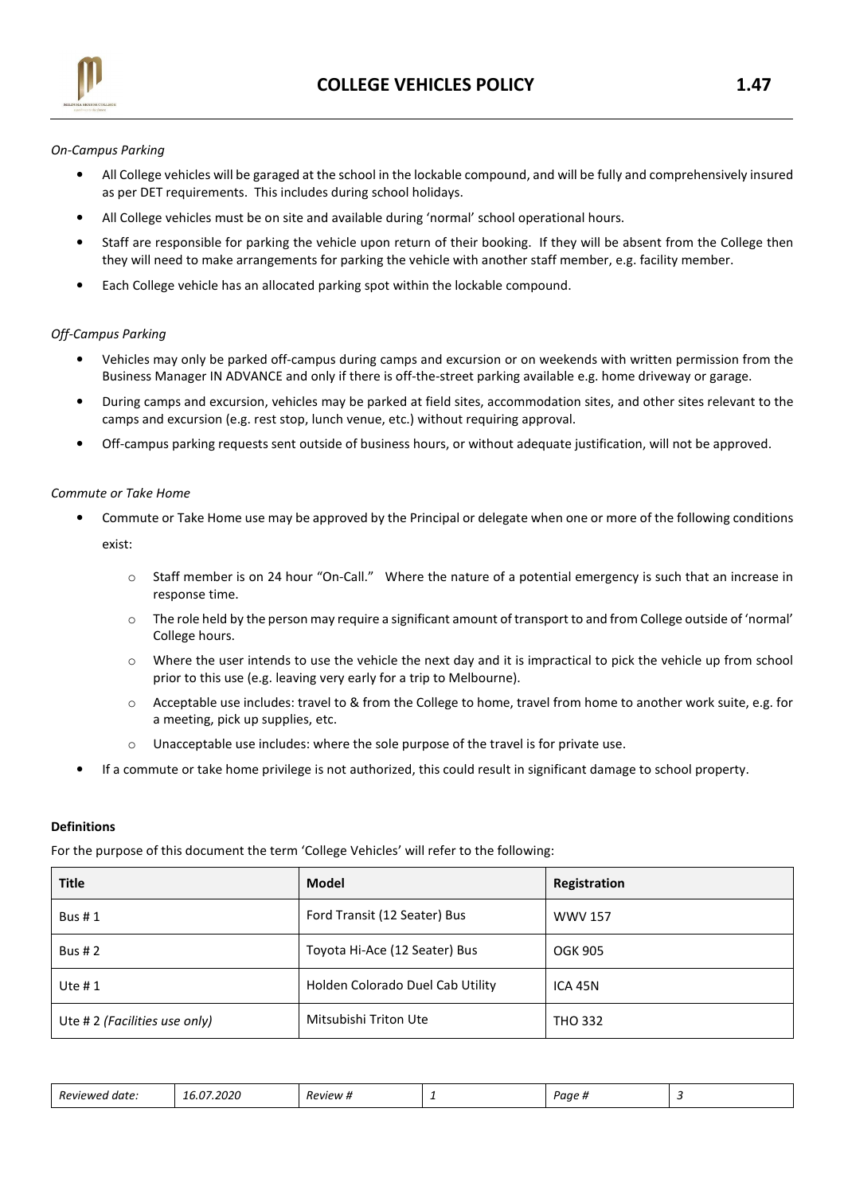*On-Campus Parking*

- All College vehicles will be garaged at the school in the lockable compound, and will be fully and comprehensively insured as per DET requirements. This includes during school holidays.
- All College vehicles must be on site and available during 'normal' school operational hours.
- Staff are responsible for parking the vehicle upon return of their booking. If they will be absent from the College then they will need to make arrangements for parking the vehicle with another staff member, e.g. facility member.
- Each College vehicle has an allocated parking spot within the lockable compound.

*Off-Campus Parking*

- Vehicles may only be parked off-campus during camps and excursion or on weekends with written permission from the Business Manager IN ADVANCE and only if there is off-the-street parking available e.g. home driveway or garage.
- During camps and excursion, vehicles may be parked at field sites, accommodation sites, and other sites relevant to the camps and excursion (e.g. rest stop, lunch venue, etc.) without requiring approval.
- Off-campus parking requests sent outside of business hours, or without adequate justification, will not be approved.

*Commute or Take Home*

- Commute or Take Home use may be approved by the Principal or delegate when one or more of the following conditions exist:
  - Staff member is on 24 hour "On-Call." Where the nature of a potential emergency is such that an increase in response time.
  - The role held by the person may require a significant amount of transport to and from College outside of 'normal' College hours.
  - Where the user intends to use the vehicle the next day and it is impractical to pick the vehicle up from school prior to this use (e.g. leaving very early for a trip to Melbourne).
  - Acceptable use includes: travel to & from the College to home, travel from home to another work suite, e.g. for a meeting, pick up supplies, etc.
  - Unacceptable use includes: where the sole purpose of the travel is for private use.
- If a commute or take home privilege is not authorized, this could result in significant damage to school property.

**Definitions**

For the purpose of this document the term 'College Vehicles' will refer to the following:

| Title | Model | Registration |
|---|---|---|
| Bus # 1 | Ford Transit (12 Seater) Bus | WWV 157 |
| Bus # 2 | Toyota Hi-Ace (12 Seater) Bus | OGK 905 |
| Ute # 1 | Holden Colorado Duel Cab Utility | ICA 45N |
| Ute # 2 *(Facilities use only)* | Mitsubishi Triton Ute | THO 332 |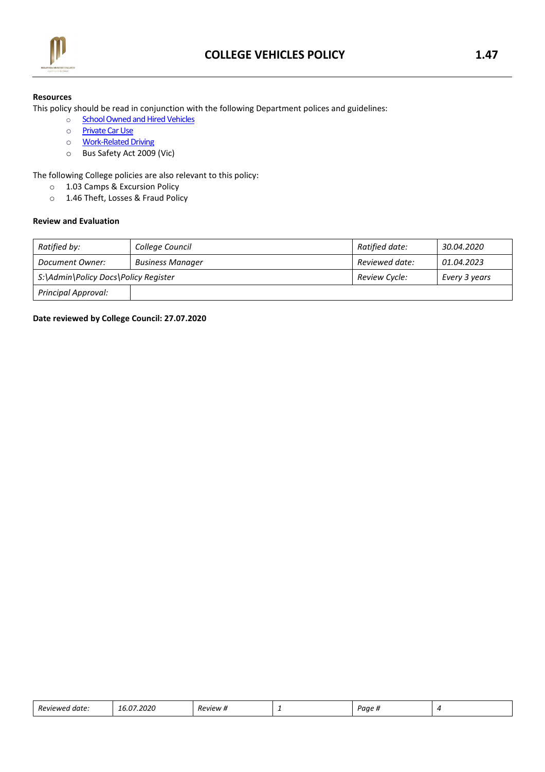**Resources**

This policy should be read in conjunction with the following Department polices and guidelines:

- School Owned and Hired Vehicles
- Private Car Use
- Work-Related Driving
- Bus Safety Act 2009 (Vic)

The following College policies are also relevant to this policy:

- 1.03 Camps & Excursion Policy
- 1.46 Theft, Losses & Fraud Policy

**Review and Evaluation**

| | | | | |
|---|---|---|---|---|
| *Ratified by:* | *College Council* | | *Ratified date:* | *30.04.2020* |
| *Document Owner:* | *Business Manager* | | *Reviewed date:* | *01.04.2023* |
| *S:\Admin\Policy Docs\Policy Register* | | | *Review Cycle:* | *Every 3 years* |
| *Principal Approval:* | | | | |

**Date reviewed by College Council: 27.07.2020**